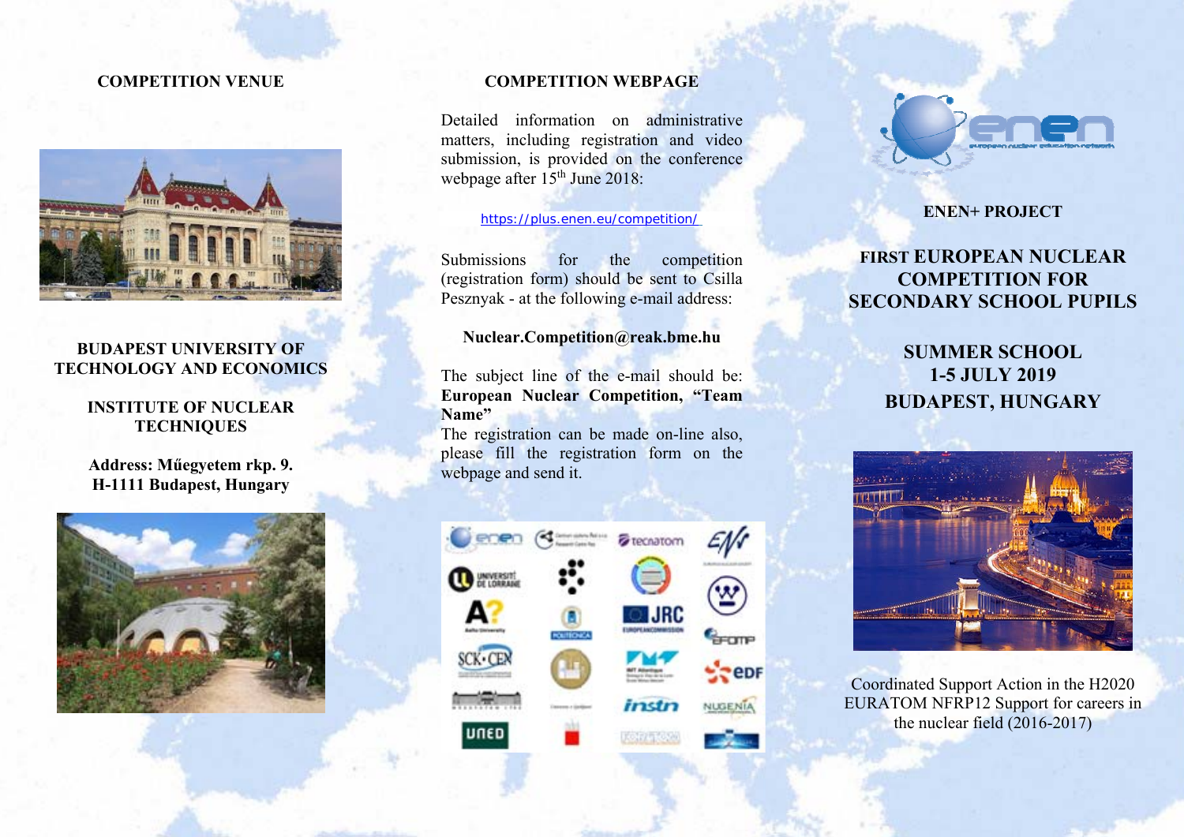## COMPETITION VENUE

**BUDAPEST UNIVERSITY OF TECHNOLOGY AND ECONOMICS**

**INSTITUTE OF NUCLEAR TECHNIQUES**

**Address: Műegyetem rkp. 9.**
**H-1111 Budapest, Hungary**

## COMPETITION WEBPAGE

Detailed information on administrative matters, including registration and video submission, is provided on the conference webpage after 15th June 2018:

https://plus.enen.eu/competition/

Submissions for the competition (registration form) should be sent to Csilla Pesznyak - at the following e-mail address:

**Nuclear.Competition@reak.bme.hu**

The subject line of the e-mail should be: **European Nuclear Competition, "Team Name"**
The registration can be made on-line also, please fill the registration form on the webpage and send it.

## ENEN+ PROJECT

# FIRST EUROPEAN NUCLEAR COMPETITION FOR SECONDARY SCHOOL PUPILS

## SUMMER SCHOOL
## 1-5 JULY 2019
## BUDAPEST, HUNGARY

Coordinated Support Action in the H2020 EURATOM NFRP12 Support for careers in the nuclear field (2016-2017)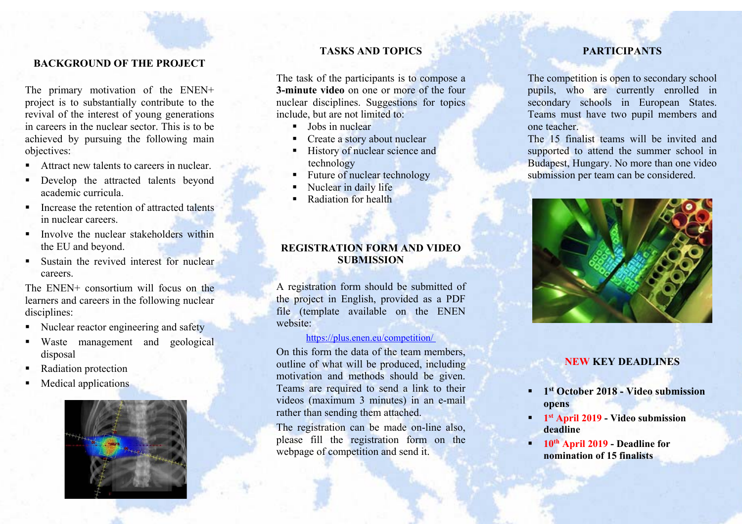## BACKGROUND OF THE PROJECT

The primary motivation of the ENEN+ project is to substantially contribute to the revival of the interest of young generations in careers in the nuclear sector. This is to be achieved by pursuing the following main objectives:

- Attract new talents to careers in nuclear.
- Develop the attracted talents beyond academic curricula.
- Increase the retention of attracted talents in nuclear careers.
- Involve the nuclear stakeholders within the EU and beyond.
- Sustain the revived interest for nuclear careers.

The ENEN+ consortium will focus on the learners and careers in the following nuclear disciplines:

- Nuclear reactor engineering and safety
- Waste management and geological disposal
- Radiation protection
- Medical applications

## TASKS AND TOPICS

The task of the participants is to compose a **3-minute video** on one or more of the four nuclear disciplines. Suggestions for topics include, but are not limited to:

- Jobs in nuclear
- Create a story about nuclear
- History of nuclear science and technology
- Future of nuclear technology
- Nuclear in daily life
- Radiation for health

## REGISTRATION FORM AND VIDEO SUBMISSION

A registration form should be submitted of the project in English, provided as a PDF file (template available on the ENEN website:

https://plus.enen.eu/competition/

On this form the data of the team members, outline of what will be produced, including motivation and methods should be given. Teams are required to send a link to their videos (maximum 3 minutes) in an e-mail rather than sending them attached.

The registration can be made on-line also, please fill the registration form on the webpage of competition and send it.

## PARTICIPANTS

The competition is open to secondary school pupils, who are currently enrolled in secondary schools in European States. Teams must have two pupil members and one teacher.

The 15 finalist teams will be invited and supported to attend the summer school in Budapest, Hungary. No more than one video submission per team can be considered.

## NEW KEY DEADLINES

- **1st October 2018 - Video submission opens**
- **1st April 2019 - Video submission deadline**
- **10th April 2019 - Deadline for nomination of 15 finalists**